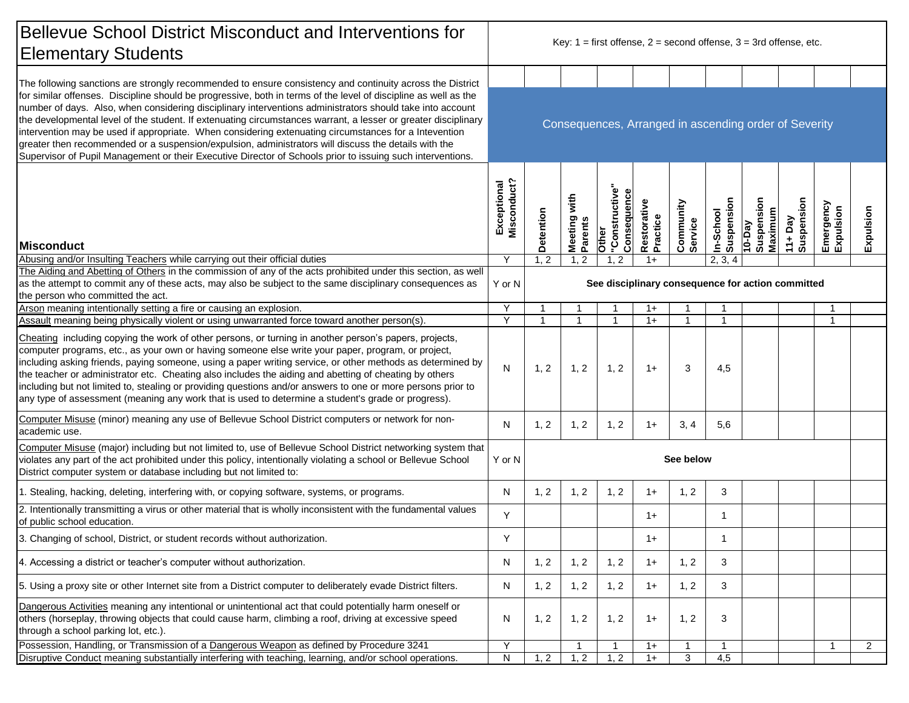# Bellevue School District Misconduct and Interventions for Elementary Students

Key: 1 = first offense, 2 = second offense, 3 = 3rd offense, etc.

The following sanctions are strongly recommended to ensure consistency and continuity across the District for similar offenses. Discipline should be progressive, both in terms of the level of discipline as well as the number of days. Also, when considering disciplinary interventions administrators should take into account the developmental level of the student. If extenuating circumstances warrant, a lesser or greater disciplinary intervention may be used if appropriate. When considering extenuating circumstances for a Intevention greater then recommended or a suspension/expulsion, administrators will discuss the details with the Supervisor of Pupil Management or their Executive Director of Schools prior to issuing such interventions.

Consequences, Arranged in ascending order of Severity

| Misconduct | Exceptional Misconduct? | Detention | Meeting with Parents | Other "Constructive" Consequence | Restorative Practice | Community Service | In-School Suspension | 10-Day Suspension Maximum | 11+ Day Suspension | Emergency Expulsion | Expulsion |
|---|---|---|---|---|---|---|---|---|---|---|---|
| Abusing and/or Insulting Teachers while carrying out their official duties | Y | 1, 2 | 1, 2 | 1, 2 | 1+ | | 2, 3, 4 | | | | |
| The Aiding and Abetting of Others in the commission of any of the acts prohibited under this section, as well as the attempt to commit any of these acts, may also be subject to the same disciplinary consequences as the person who committed the act. | Y or N | See disciplinary consequence for action committed | | | | | | | | | |
| Arson meaning intentionally setting a fire or causing an explosion. | Y | 1 | 1 | 1 | 1+ | 1 | 1 | | | 1 | |
| Assault meaning being physically violent or using unwarranted force toward another person(s). | Y | 1 | 1 | 1 | 1+ | 1 | 1 | | | 1 | |
| Cheating including copying the work of other persons, or turning in another person's papers, projects, computer programs, etc., as your own or having someone else write your paper, program, or project, including asking friends, paying someone, using a paper writing service, or other methods as determined by the teacher or administrator etc. Cheating also includes the aiding and abetting of cheating by others including but not limited to, stealing or providing questions and/or answers to one or more persons prior to any type of assessment (meaning any work that is used to determine a student's grade or progress). | N | 1, 2 | 1, 2 | 1, 2 | 1+ | 3 | 4,5 | | | | |
| Computer Misuse (minor) meaning any use of Bellevue School District computers or network for non-academic use. | N | 1, 2 | 1, 2 | 1, 2 | 1+ | 3, 4 | 5,6 | | | | |
| Computer Misuse (major) including but not limited to, use of Bellevue School District networking system that violates any part of the act prohibited under this policy, intentionally violating a school or Bellevue School District computer system or database including but not limited to: | Y or N | See below | | | | | | | | | |
| 1. Stealing, hacking, deleting, interfering with, or copying software, systems, or programs. | N | 1, 2 | 1, 2 | 1, 2 | 1+ | 1, 2 | 3 | | | | |
| 2. Intentionally transmitting a virus or other material that is wholly inconsistent with the fundamental values of public school education. | Y | | | | 1+ | | 1 | | | | |
| 3. Changing of school, District, or student records without authorization. | Y | | | | 1+ | | 1 | | | | |
| 4. Accessing a district or teacher's computer without authorization. | N | 1, 2 | 1, 2 | 1, 2 | 1+ | 1, 2 | 3 | | | | |
| 5. Using a proxy site or other Internet site from a District computer to deliberately evade District filters. | N | 1, 2 | 1, 2 | 1, 2 | 1+ | 1, 2 | 3 | | | | |
| Dangerous Activities meaning any intentional or unintentional act that could potentially harm oneself or others (horseplay, throwing objects that could cause harm, climbing a roof, driving at excessive speed through a school parking lot, etc.). | N | 1, 2 | 1, 2 | 1, 2 | 1+ | 1, 2 | 3 | | | | |
| Possession, Handling, or Transmission of a Dangerous Weapon as defined by Procedure 3241 | Y | | 1 | 1 | 1+ | 1 | 1 | | | 1 | 2 |
| Disruptive Conduct meaning substantially interfering with teaching, learning, and/or school operations. | N | 1, 2 | 1, 2 | 1, 2 | 1+ | 3 | 4,5 | | | | |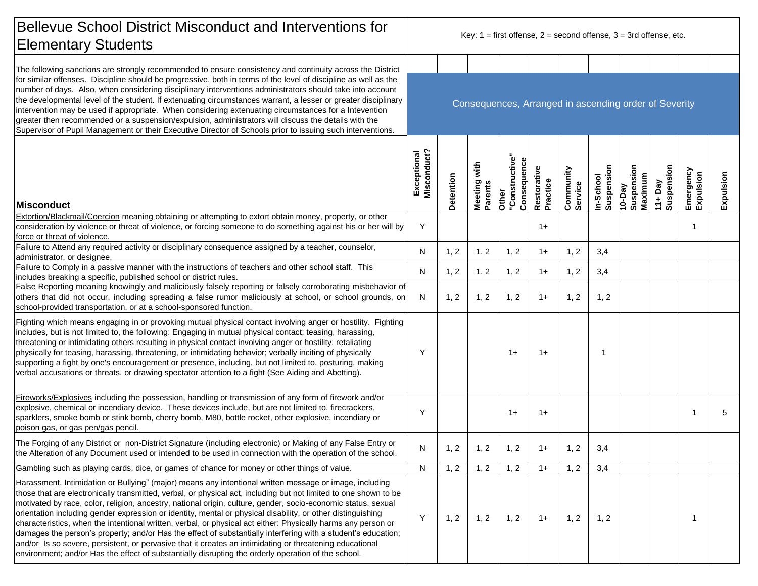# Bellevue School District Misconduct and Interventions for Elementary Students

Key: 1 = first offense, 2 = second offense, 3 = 3rd offense, etc.

The following sanctions are strongly recommended to ensure consistency and continuity across the District for similar offenses. Discipline should be progressive, both in terms of the level of discipline as well as the number of days. Also, when considering disciplinary interventions administrators should take into account the developmental level of the student. If extenuating circumstances warrant, a lesser or greater disciplinary intervention may be used if appropriate. When considering extenuating circumstances for a Intevention greater then recommended or a suspension/expulsion, administrators will discuss the details with the Supervisor of Pupil Management or their Executive Director of Schools prior to issuing such interventions.

Consequences, Arranged in ascending order of Severity

| Misconduct | Exceptional Misconduct? | Detention | Meeting with Parents | Other "Constructive" Consequence | Restorative Practice | Community Service | In-School Suspension | 10-Day Suspension Maximum | 11+ Day Suspension | Emergency Expulsion | Expulsion |
|---|---|---|---|---|---|---|---|---|---|---|---|
| Extortion/Blackmail/Coercion meaning obtaining or attempting to extort obtain money, property, or other consideration by violence or threat of violence, or forcing someone to do something against his or her will by force or threat of violence. | Y | | | | 1+ | | | | | 1 | |
| Failure to Attend any required activity or disciplinary consequence assigned by a teacher, counselor, administrator, or designee. | N | 1, 2 | 1, 2 | 1, 2 | 1+ | 1, 2 | 3,4 | | | | |
| Failure to Comply in a passive manner with the instructions of teachers and other school staff. This includes breaking a specific, published school or district rules. | N | 1, 2 | 1, 2 | 1, 2 | 1+ | 1, 2 | 3,4 | | | | |
| False Reporting meaning knowingly and maliciously falsely reporting or falsely corroborating misbehavior of others that did not occur, including spreading a false rumor maliciously at school, or school grounds, on school-provided transportation, or at a school-sponsored function. | N | 1, 2 | 1, 2 | 1, 2 | 1+ | 1, 2 | 1, 2 | | | | |
| Fighting which means engaging in or provoking mutual physical contact involving anger or hostility. Fighting includes, but is not limited to, the following: Engaging in mutual physical contact; teasing, harassing, threatening or intimidating others resulting in physical contact involving anger or hostility; retaliating physically for teasing, harassing, threatening, or intimidating behavior; verbally inciting of physically supporting a fight by one's encouragement or presence, including, but not limited to, posturing, making verbal accusations or threats, or drawing spectator attention to a fight (See Aiding and Abetting). | Y | | | 1+ | 1+ | | 1 | | | | |
| Fireworks/Explosives including the possession, handling or transmission of any form of firework and/or explosive, chemical or incendiary device. These devices include, but are not limited to, firecrackers, sparklers, smoke bomb or stink bomb, cherry bomb, M80, bottle rocket, other explosive, incendiary or poison gas, or gas pen/gas pencil. | Y | | | 1+ | 1+ | | | | | 1 | 5 |
| The Forging of any District or non-District Signature (including electronic) or Making of any False Entry or the Alteration of any Document used or intended to be used in connection with the operation of the school. | N | 1, 2 | 1, 2 | 1, 2 | 1+ | 1, 2 | 3,4 | | | | |
| Gambling such as playing cards, dice, or games of chance for money or other things of value. | N | 1, 2 | 1, 2 | 1, 2 | 1+ | 1, 2 | 3,4 | | | | |
| Harassment, Intimidation or Bullying" (major) means any intentional written message or image, including those that are electronically transmitted, verbal, or physical act, including but not limited to one shown to be motivated by race, color, religion, ancestry, national origin, culture, gender, socio-economic status, sexual orientation including gender expression or identity, mental or physical disability, or other distinguishing characteristics, when the intentional written, verbal, or physical act either: Physically harms any person or damages the person's property; and/or Has the effect of substantially interfering with a student's education; and/or Is so severe, persistent, or pervasive that it creates an intimidating or threatening educational environment; and/or Has the effect of substantially disrupting the orderly operation of the school. | Y | 1, 2 | 1, 2 | 1, 2 | 1+ | 1, 2 | 1, 2 | | | 1 | |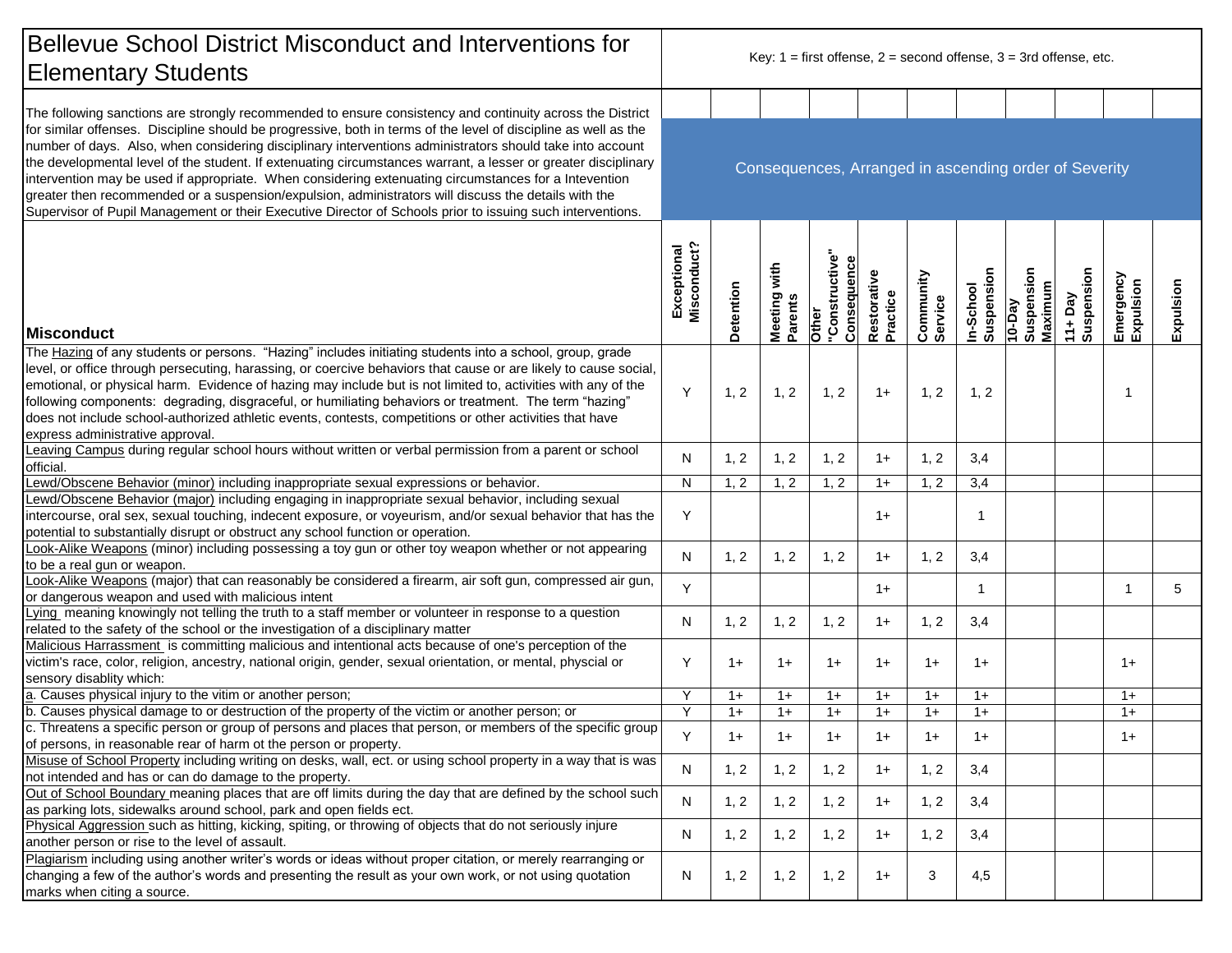# Bellevue School District Misconduct and Interventions for Elementary Students

Key: 1 = first offense, 2 = second offense, 3 = 3rd offense, etc.

The following sanctions are strongly recommended to ensure consistency and continuity across the District for similar offenses. Discipline should be progressive, both in terms of the level of discipline as well as the number of days. Also, when considering disciplinary interventions administrators should take into account the developmental level of the student. If extenuating circumstances warrant, a lesser or greater disciplinary intervention may be used if appropriate. When considering extenuating circumstances for a Intevention greater then recommended or a suspension/expulsion, administrators will discuss the details with the Supervisor of Pupil Management or their Executive Director of Schools prior to issuing such interventions.

Consequences, Arranged in ascending order of Severity

| Misconduct | Exceptional Misconduct? | Detention | Meeting with Parents | Other "Constructive" Consequence | Restorative Practice | Community Service | In-School Suspension | 10-Day Suspension Maximum | 11+ Day Suspension | Emergency Expulsion | Expulsion |
|---|---|---|---|---|---|---|---|---|---|---|---|
| The Hazing of any students or persons. "Hazing" includes initiating students into a school, group, grade level, or office through persecuting, harassing, or coercive behaviors that cause or are likely to cause social, emotional, or physical harm. Evidence of hazing may include but is not limited to, activities with any of the following components: degrading, disgraceful, or humiliating behaviors or treatment. The term "hazing" does not include school-authorized athletic events, contests, competitions or other activities that have express administrative approval. | Y | 1, 2 | 1, 2 | 1, 2 | 1+ | 1, 2 | 1, 2 | | | 1 | |
| Leaving Campus during regular school hours without written or verbal permission from a parent or school official. | N | 1, 2 | 1, 2 | 1, 2 | 1+ | 1, 2 | 3,4 | | | | |
| Lewd/Obscene Behavior (minor) including inappropriate sexual expressions or behavior. | N | 1, 2 | 1, 2 | 1, 2 | 1+ | 1, 2 | 3,4 | | | | |
| Lewd/Obscene Behavior (major) including engaging in inappropriate sexual behavior, including sexual intercourse, oral sex, sexual touching, indecent exposure, or voyeurism, and/or sexual behavior that has the potential to substantially disrupt or obstruct any school function or operation. | Y | | | | 1+ | | 1 | | | | |
| Look-Alike Weapons (minor) including possessing a toy gun or other toy weapon whether or not appearing to be a real gun or weapon. | N | 1, 2 | 1, 2 | 1, 2 | 1+ | 1, 2 | 3,4 | | | | |
| Look-Alike Weapons (major) that can reasonably be considered a firearm, air soft gun, compressed air gun, or dangerous weapon and used with malicious intent | Y | | | | 1+ | | 1 | | | 1 | 5 |
| Lying meaning knowingly not telling the truth to a staff member or volunteer in response to a question related to the safety of the school or the investigation of a disciplinary matter | N | 1, 2 | 1, 2 | 1, 2 | 1+ | 1, 2 | 3,4 | | | | |
| Malicious Harrassment is committing malicious and intentional acts because of one's perception of the victim's race, color, religion, ancestry, national origin, gender, sexual orientation, or mental, physcial or sensory disablity which: | Y | 1+ | 1+ | 1+ | 1+ | 1+ | 1+ | | | 1+ | |
| a. Causes physical injury to the vitim or another person; | Y | 1+ | 1+ | 1+ | 1+ | 1+ | 1+ | | | 1+ | |
| b. Causes physical damage to or destruction of the property of the victim or another person; or | Y | 1+ | 1+ | 1+ | 1+ | 1+ | 1+ | | | 1+ | |
| c. Threatens a specific person or group of persons and places that person, or members of the specific group of persons, in reasonable rear of harm ot the person or property. | Y | 1+ | 1+ | 1+ | 1+ | 1+ | 1+ | | | 1+ | |
| Misuse of School Property including writing on desks, wall, ect. or using school property in a way that is was not intended and has or can do damage to the property. | N | 1, 2 | 1, 2 | 1, 2 | 1+ | 1, 2 | 3,4 | | | | |
| Out of School Boundary meaning places that are off limits during the day that are defined by the school such as parking lots, sidewalks around school, park and open fields ect. | N | 1, 2 | 1, 2 | 1, 2 | 1+ | 1, 2 | 3,4 | | | | |
| Physical Aggression such as hitting, kicking, spiting, or throwing of objects that do not seriously injure another person or rise to the level of assault. | N | 1, 2 | 1, 2 | 1, 2 | 1+ | 1, 2 | 3,4 | | | | |
| Plagiarism including using another writer's words or ideas without proper citation, or merely rearranging or changing a few of the author's words and presenting the result as your own work, or not using quotation marks when citing a source. | N | 1, 2 | 1, 2 | 1, 2 | 1+ | 3 | 4,5 | | | | |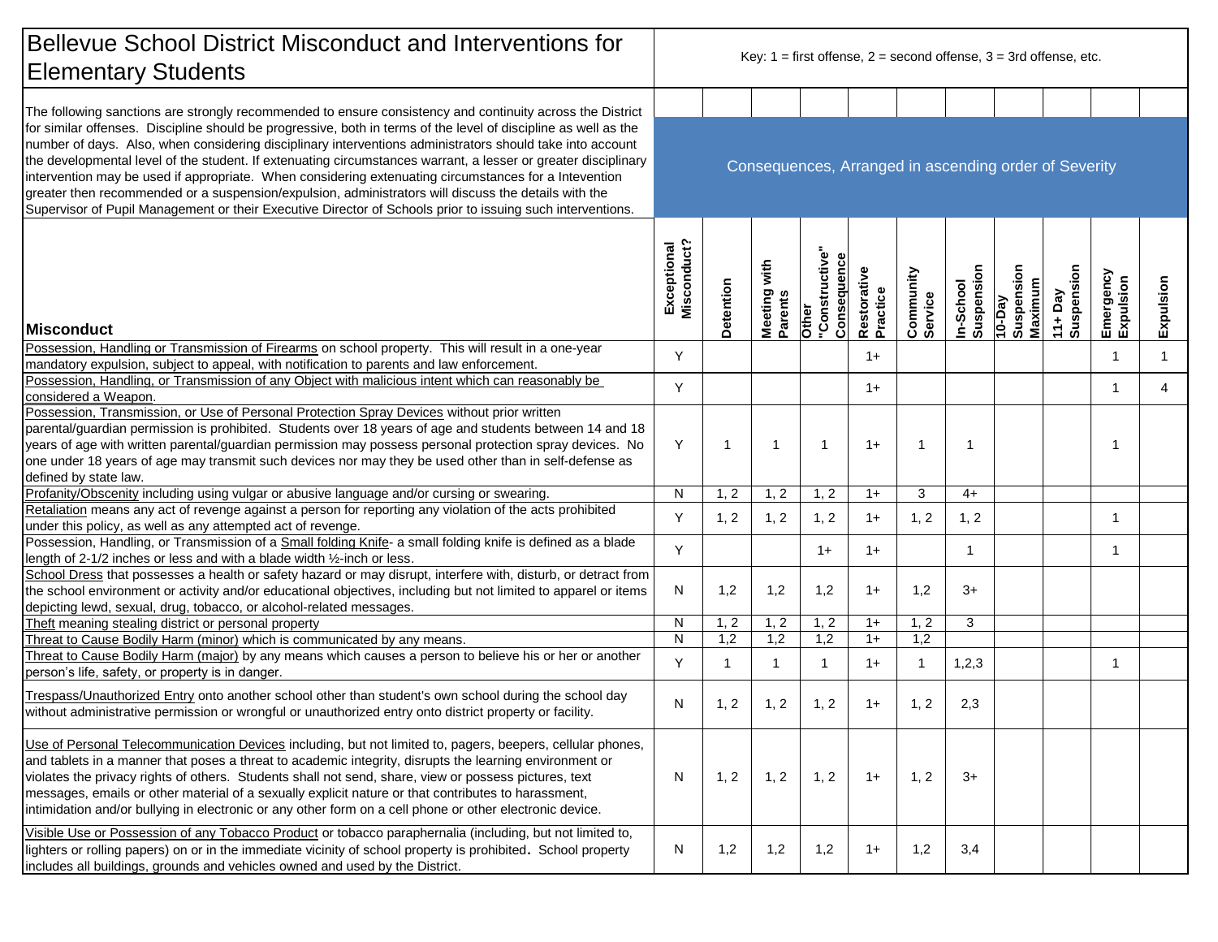# Bellevue School District Misconduct and Interventions for Elementary Students

Key: 1 = first offense, 2 = second offense, 3 = 3rd offense, etc.

The following sanctions are strongly recommended to ensure consistency and continuity across the District for similar offenses. Discipline should be progressive, both in terms of the level of discipline as well as the number of days. Also, when considering disciplinary interventions administrators should take into account the developmental level of the student. If extenuating circumstances warrant, a lesser or greater disciplinary intervention may be used if appropriate. When considering extenuating circumstances for a Intevention greater then recommended or a suspension/expulsion, administrators will discuss the details with the Supervisor of Pupil Management or their Executive Director of Schools prior to issuing such interventions.

Consequences, Arranged in ascending order of Severity

| Misconduct | Exceptional Misconduct? | Detention | Meeting with Parents | Other "Constructive" Consequence | Restorative Practice | Community Service | In-School Suspension | 10-Day Suspension Maximum | 11+ Day Suspension | Emergency Expulsion | Expulsion |
|---|---|---|---|---|---|---|---|---|---|---|---|
| Possession, Handling or Transmission of Firearms on school property. This will result in a one-year mandatory expulsion, subject to appeal, with notification to parents and law enforcement. | Y | | | | 1+ | | | | | 1 | 1 |
| Possession, Handling, or Transmission of any Object with malicious intent which can reasonably be considered a Weapon. | Y | | | | 1+ | | | | | 1 | 4 |
| Possession, Transmission, or Use of Personal Protection Spray Devices without prior written parental/guardian permission is prohibited. Students over 18 years of age and students between 14 and 18 years of age with written parental/guardian permission may possess personal protection spray devices. No one under 18 years of age may transmit such devices nor may they be used other than in self-defense as defined by state law. | Y | 1 | 1 | 1 | 1+ | 1 | 1 | | | 1 | |
| Profanity/Obscenity including using vulgar or abusive language and/or cursing or swearing. | N | 1, 2 | 1, 2 | 1, 2 | 1+ | 3 | 4+ | | | | |
| Retaliation means any act of revenge against a person for reporting any violation of the acts prohibited under this policy, as well as any attempted act of revenge. | Y | 1, 2 | 1, 2 | 1, 2 | 1+ | 1, 2 | 1, 2 | | | 1 | |
| Possession, Handling, or Transmission of a Small folding Knife- a small folding knife is defined as a blade length of 2-1/2 inches or less and with a blade width ½-inch or less. | Y | | | 1+ | 1+ | | 1 | | | 1 | |
| School Dress that possesses a health or safety hazard or may disrupt, interfere with, disturb, or detract from the school environment or activity and/or educational objectives, including but not limited to apparel or items depicting lewd, sexual, drug, tobacco, or alcohol-related messages. | N | 1,2 | 1,2 | 1,2 | 1+ | 1,2 | 3+ | | | | |
| Theft meaning stealing district or personal property | N | 1, 2 | 1, 2 | 1, 2 | 1+ | 1, 2 | 3 | | | | |
| Threat to Cause Bodily Harm (minor) which is communicated by any means. | N | 1,2 | 1,2 | 1,2 | 1+ | 1,2 | | | | | |
| Threat to Cause Bodily Harm (major) by any means which causes a person to believe his or her or another person's life, safety, or property is in danger. | Y | 1 | 1 | 1 | 1+ | 1 | 1,2,3 | | | 1 | |
| Trespass/Unauthorized Entry onto another school other than student's own school during the school day without administrative permission or wrongful or unauthorized entry onto district property or facility. | N | 1, 2 | 1, 2 | 1, 2 | 1+ | 1, 2 | 2,3 | | | | |
| Use of Personal Telecommunication Devices including, but not limited to, pagers, beepers, cellular phones, and tablets in a manner that poses a threat to academic integrity, disrupts the learning environment or violates the privacy rights of others. Students shall not send, share, view or possess pictures, text messages, emails or other material of a sexually explicit nature or that contributes to harassment, intimidation and/or bullying in electronic or any other form on a cell phone or other electronic device. | N | 1, 2 | 1, 2 | 1, 2 | 1+ | 1, 2 | 3+ | | | | |
| Visible Use or Possession of any Tobacco Product or tobacco paraphernalia (including, but not limited to, lighters or rolling papers) on or in the immediate vicinity of school property is prohibited. School property includes all buildings, grounds and vehicles owned and used by the District. | N | 1,2 | 1,2 | 1,2 | 1+ | 1,2 | 3,4 | | | | |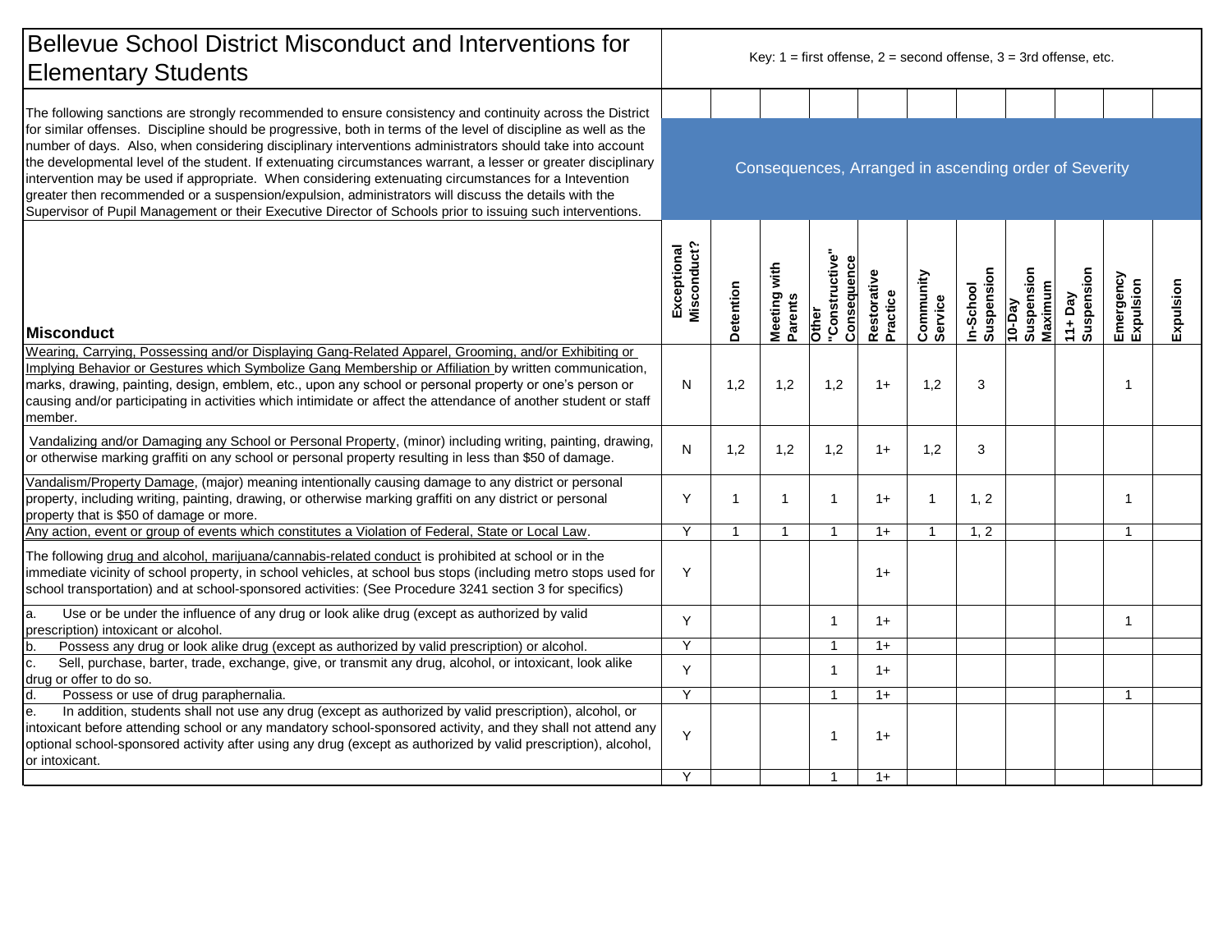# Bellevue School District Misconduct and Interventions for Elementary Students

Key: 1 = first offense, 2 = second offense, 3 = 3rd offense, etc.

The following sanctions are strongly recommended to ensure consistency and continuity across the District for similar offenses. Discipline should be progressive, both in terms of the level of discipline as well as the number of days. Also, when considering disciplinary interventions administrators should take into account the developmental level of the student. If extenuating circumstances warrant, a lesser or greater disciplinary intervention may be used if appropriate. When considering extenuating circumstances for a Intevention greater then recommended or a suspension/expulsion, administrators will discuss the details with the Supervisor of Pupil Management or their Executive Director of Schools prior to issuing such interventions.

Consequences, Arranged in ascending order of Severity

| Misconduct | Exceptional Misconduct? | Detention | Meeting with Parents | Other "Constructive" Consequence | Restorative Practice | Community Service | In-School Suspension | 10-Day Suspension Maximum | 11+ Day Suspension | Emergency Expulsion | Expulsion |
|---|---|---|---|---|---|---|---|---|---|---|---|
| Wearing, Carrying, Possessing and/or Displaying Gang-Related Apparel, Grooming, and/or Exhibiting or Implying Behavior or Gestures which Symbolize Gang Membership or Affiliation by written communication, marks, drawing, painting, design, emblem, etc., upon any school or personal property or one's person or causing and/or participating in activities which intimidate or affect the attendance of another student or staff member. | N | 1,2 | 1,2 | 1,2 | 1+ | 1,2 | 3 | | | 1 | |
| Vandalizing and/or Damaging any School or Personal Property, (minor) including writing, painting, drawing, or otherwise marking graffiti on any school or personal property resulting in less than $50 of damage. | N | 1,2 | 1,2 | 1,2 | 1+ | 1,2 | 3 | | | | |
| Vandalism/Property Damage, (major) meaning intentionally causing damage to any district or personal property, including writing, painting, drawing, or otherwise marking graffiti on any district or personal property that is $50 of damage or more. | Y | 1 | 1 | 1 | 1+ | 1 | 1, 2 | | | 1 | |
| Any action, event or group of events which constitutes a Violation of Federal, State or Local Law. | Y | 1 | 1 | 1 | 1+ | 1 | 1, 2 | | | 1 | |
| The following drug and alcohol, marijuana/cannabis-related conduct is prohibited at school or in the immediate vicinity of school property, in school vehicles, at school bus stops (including metro stops used for school transportation) and at school-sponsored activities: (See Procedure 3241 section 3 for specifics) | Y | | | | 1+ | | | | | | |
| a. Use or be under the influence of any drug or look alike drug (except as authorized by valid prescription) intoxicant or alcohol. | Y | | | 1 | 1+ | | | | | 1 | |
| b. Possess any drug or look alike drug (except as authorized by valid prescription) or alcohol. | Y | | | 1 | 1+ | | | | | | |
| c. Sell, purchase, barter, trade, exchange, give, or transmit any drug, alcohol, or intoxicant, look alike drug or offer to do so. | Y | | | 1 | 1+ | | | | | | |
| d. Possess or use of drug paraphernalia. | Y | | | 1 | 1+ | | | | | 1 | |
| e. In addition, students shall not use any drug (except as authorized by valid prescription), alcohol, or intoxicant before attending school or any mandatory school-sponsored activity, and they shall not attend any optional school-sponsored activity after using any drug (except as authorized by valid prescription), alcohol, or intoxicant. | Y | | | 1 | 1+ | | | | | | |
| | Y | | | 1 | 1+ | | | | | | |